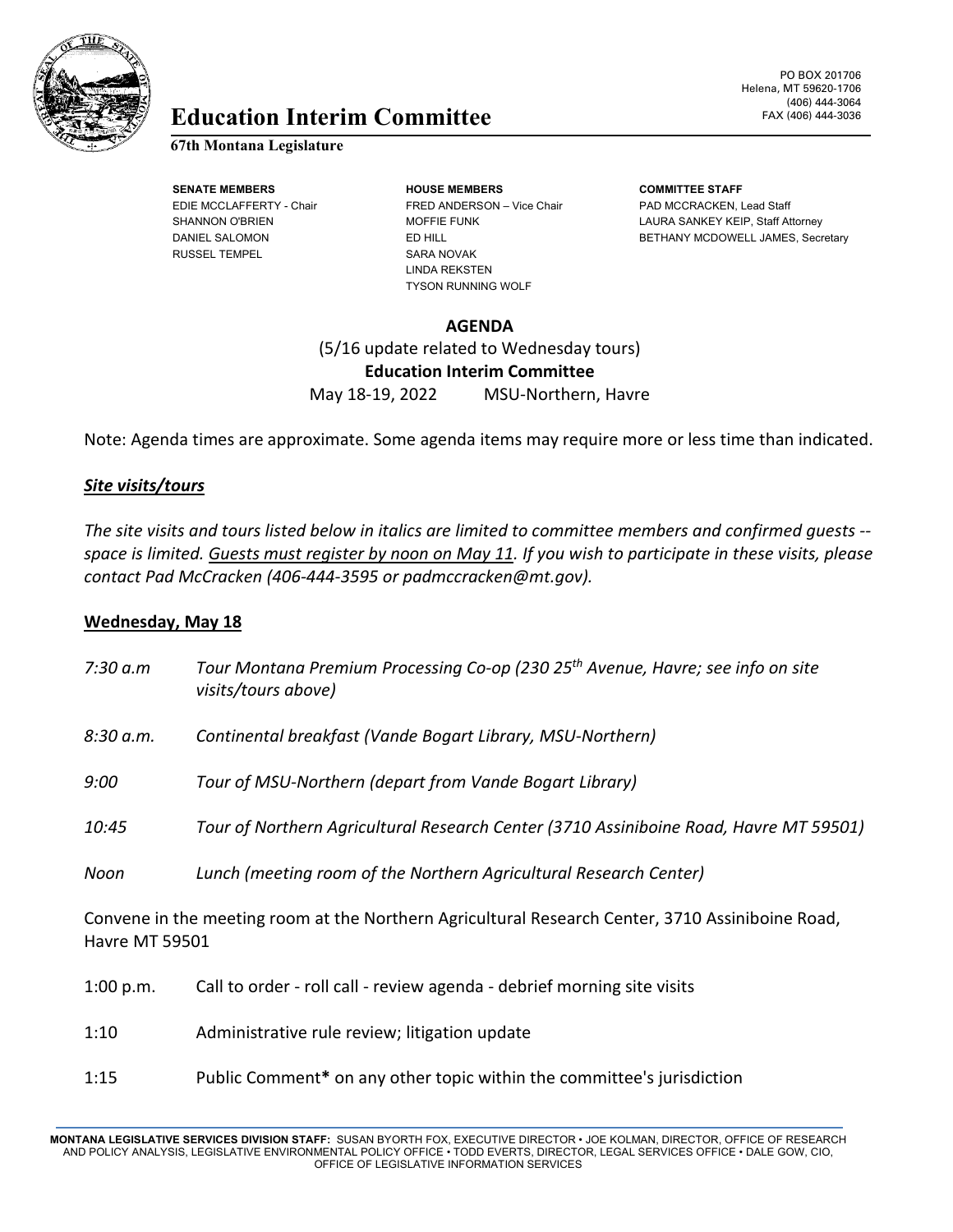PO BOX 201706
Helena, MT 59620-1706
(406) 444-3064
FAX (406) 444-3036

# Education Interim Committee

**67th Montana Legislature**

| SENATE MEMBERS | HOUSE MEMBERS | COMMITTEE STAFF |
|---|---|---|
| EDIE MCCLAFFERTY - Chair | FRED ANDERSON – Vice Chair | PAD MCCRACKEN, Lead Staff |
| SHANNON O'BRIEN | MOFFIE FUNK | LAURA SANKEY KEIP, Staff Attorney |
| DANIEL SALOMON | ED HILL | BETHANY MCDOWELL JAMES, Secretary |
| RUSSEL TEMPEL | SARA NOVAK | |
| | LINDA REKSTEN | |
| | TYSON RUNNING WOLF | |

**AGENDA**

(5/16 update related to Wednesday tours)

**Education Interim Committee**

May 18-19, 2022 MSU-Northern, Havre

Note: Agenda times are approximate. Some agenda items may require more or less time than indicated.

***Site visits/tours***

*The site visits and tours listed below in italics are limited to committee members and confirmed guests -- space is limited. Guests must register by noon on May 11. If you wish to participate in these visits, please contact Pad McCracken (406-444-3595 or padmccracken@mt.gov).*

**Wednesday, May 18**

*7:30 a.m* *Tour Montana Premium Processing Co-op (230 25th Avenue, Havre; see info on site visits/tours above)*

*8:30 a.m.* *Continental breakfast (Vande Bogart Library, MSU-Northern)*

*9:00* *Tour of MSU-Northern (depart from Vande Bogart Library)*

*10:45* *Tour of Northern Agricultural Research Center (3710 Assiniboine Road, Havre MT 59501)*

*Noon* *Lunch (meeting room of the Northern Agricultural Research Center)*

Convene in the meeting room at the Northern Agricultural Research Center, 3710 Assiniboine Road, Havre MT 59501

1:00 p.m. Call to order - roll call - review agenda - debrief morning site visits

1:10 Administrative rule review; litigation update

1:15 Public Comment* on any other topic within the committee's jurisdiction

**MONTANA LEGISLATIVE SERVICES DIVISION STAFF:** SUSAN BYORTH FOX, EXECUTIVE DIRECTOR • JOE KOLMAN, DIRECTOR, OFFICE OF RESEARCH AND POLICY ANALYSIS, LEGISLATIVE ENVIRONMENTAL POLICY OFFICE • TODD EVERTS, DIRECTOR, LEGAL SERVICES OFFICE • DALE GOW, CIO, OFFICE OF LEGISLATIVE INFORMATION SERVICES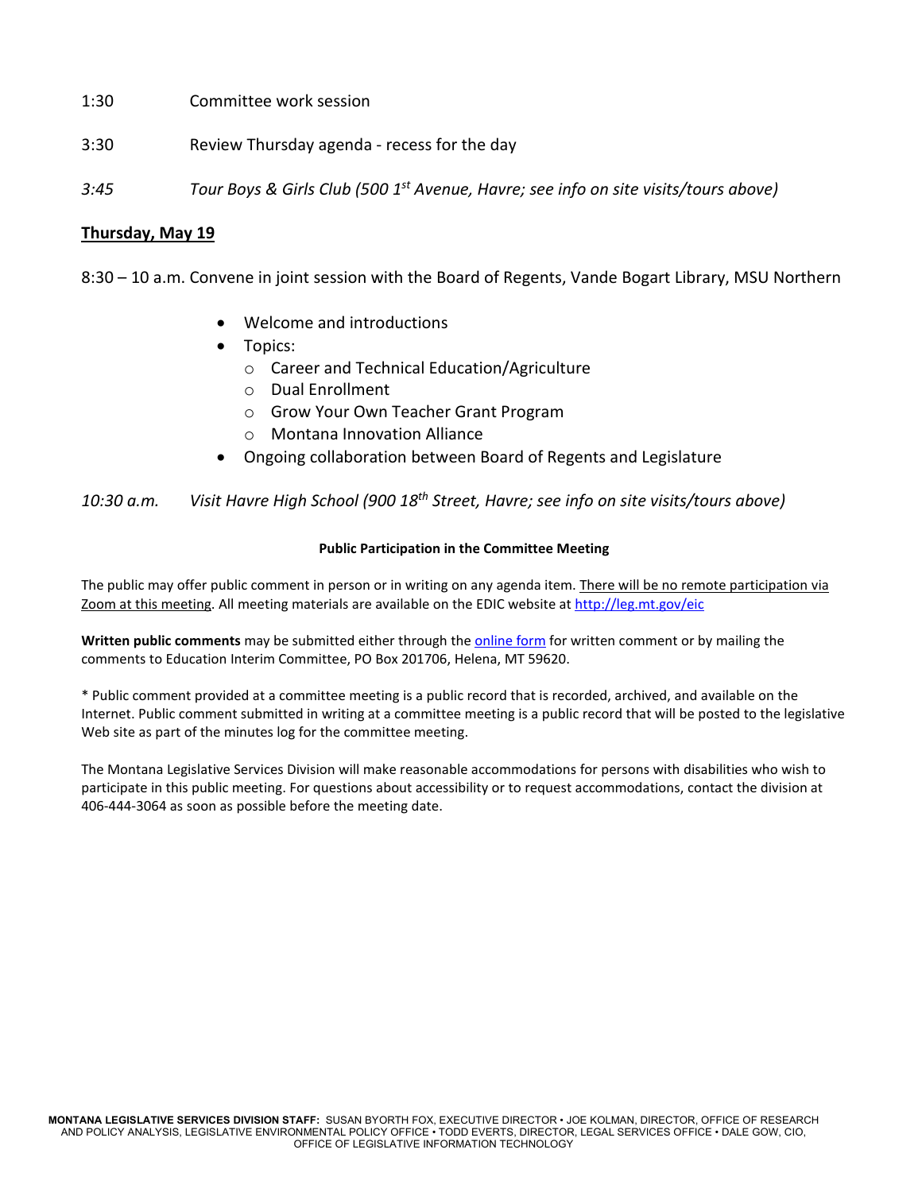1:30 Committee work session

3:30 Review Thursday agenda - recess for the day

*3:45 Tour Boys & Girls Club (500 1st Avenue, Havre; see info on site visits/tours above)*

**<u>Thursday, May 19</u>**

8:30 – 10 a.m. Convene in joint session with the Board of Regents, Vande Bogart Library, MSU Northern

- Welcome and introductions
- Topics:
  - Career and Technical Education/Agriculture
  - Dual Enrollment
  - Grow Your Own Teacher Grant Program
  - Montana Innovation Alliance
- Ongoing collaboration between Board of Regents and Legislature

*10:30 a.m. Visit Havre High School (900 18th Street, Havre; see info on site visits/tours above)*

**Public Participation in the Committee Meeting**

The public may offer public comment in person or in writing on any agenda item. <u>There will be no remote participation via Zoom at this meeting</u>. All meeting materials are available on the EDIC website at http://leg.mt.gov/eic

**Written public comments** may be submitted either through the online form for written comment or by mailing the comments to Education Interim Committee, PO Box 201706, Helena, MT 59620.

* Public comment provided at a committee meeting is a public record that is recorded, archived, and available on the Internet. Public comment submitted in writing at a committee meeting is a public record that will be posted to the legislative Web site as part of the minutes log for the committee meeting.

The Montana Legislative Services Division will make reasonable accommodations for persons with disabilities who wish to participate in this public meeting. For questions about accessibility or to request accommodations, contact the division at 406-444-3064 as soon as possible before the meeting date.

**MONTANA LEGISLATIVE SERVICES DIVISION STAFF:** SUSAN BYORTH FOX, EXECUTIVE DIRECTOR • JOE KOLMAN, DIRECTOR, OFFICE OF RESEARCH AND POLICY ANALYSIS, LEGISLATIVE ENVIRONMENTAL POLICY OFFICE • TODD EVERTS, DIRECTOR, LEGAL SERVICES OFFICE • DALE GOW, CIO, OFFICE OF LEGISLATIVE INFORMATION TECHNOLOGY